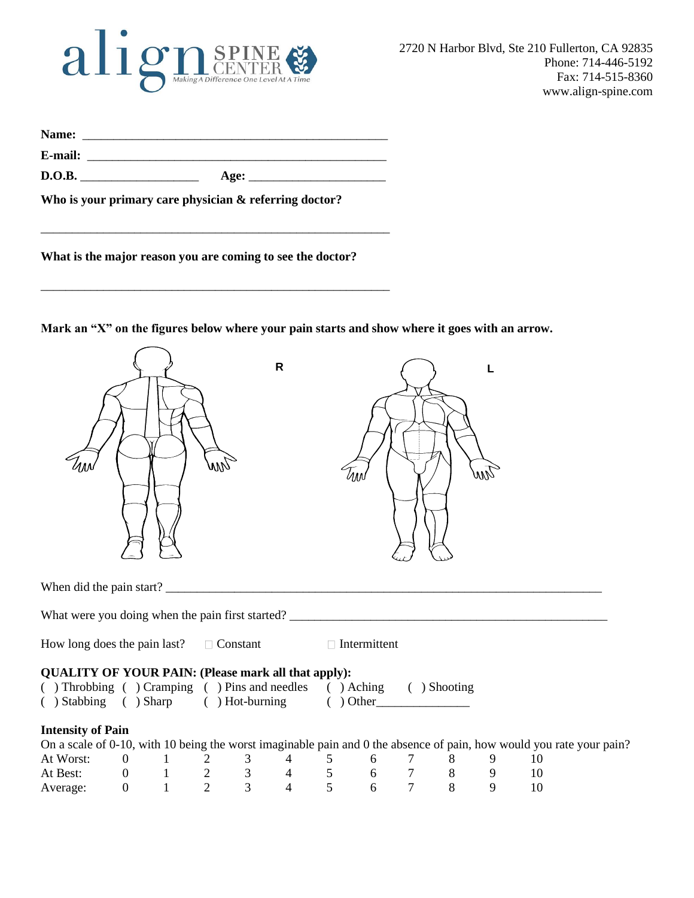align SPINE CENTER
*Making A Difference One Level At A Time*

2720 N Harbor Blvd, Ste 210 Fullerton, CA 92835
Phone: 714-446-5192
Fax: 714-515-8360
www.align-spine.com

**Name:** ______________________________________________

**E-mail:** ______________________________________________

**D.O.B.** __________________ **Age:** ____________________

**Who is your primary care physician & referring doctor?**

______________________________________________________

**What is the major reason you are coming to see the doctor?**

______________________________________________________

**Mark an "X" on the figures below where your pain starts and show where it goes with an arrow.**

R L

When did the pain start? _______________________________________________________________

What were you doing when the pain first started? ______________________________________________

How long does the pain last? ☐ Constant ☐ Intermittent

**QUALITY OF YOUR PAIN: (Please mark all that apply):**

( ) Throbbing ( ) Cramping ( ) Pins and needles ( ) Aching ( ) Shooting
( ) Stabbing ( ) Sharp ( ) Hot-burning ( ) Other______________

**Intensity of Pain**

On a scale of 0-10, with 10 being the worst imaginable pain and 0 the absence of pain, how would you rate your pain?

| | | | | | | | | | | | |
|---|---|---|---|---|---|---|---|---|---|---|---|
| At Worst: | 0 | 1 | 2 | 3 | 4 | 5 | 6 | 7 | 8 | 9 | 10 |
| At Best: | 0 | 1 | 2 | 3 | 4 | 5 | 6 | 7 | 8 | 9 | 10 |
| Average: | 0 | 1 | 2 | 3 | 4 | 5 | 6 | 7 | 8 | 9 | 10 |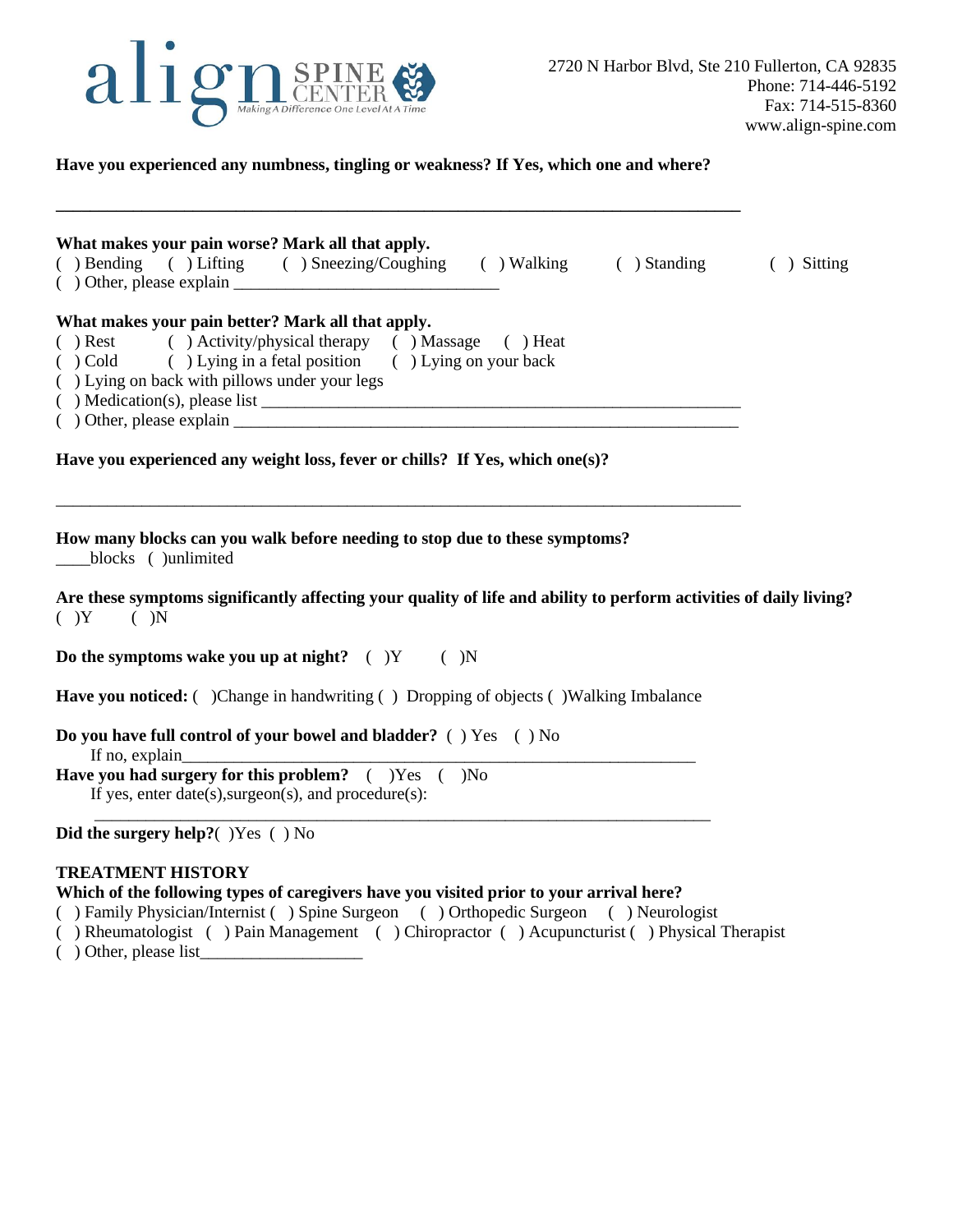**align SPINE CENTER** *Making A Difference One Level At A Time*

2720 N Harbor Blvd, Ste 210 Fullerton, CA 92835
Phone: 714-446-5192
Fax: 714-515-8360
www.align-spine.com

**Have you experienced any numbness, tingling or weakness? If Yes, which one and where?**

_______________________________________________________________________________

**What makes your pain worse? Mark all that apply.**
( ) Bending ( ) Lifting ( ) Sneezing/Coughing ( ) Walking ( ) Standing ( ) Sitting
( ) Other, please explain ______________________________

**What makes your pain better? Mark all that apply.**
( ) Rest ( ) Activity/physical therapy ( ) Massage ( ) Heat
( ) Cold ( ) Lying in a fetal position ( ) Lying on your back
( ) Lying on back with pillows under your legs
( ) Medication(s), please list _______________________________________________________
( ) Other, please explain _________________________________________________________

**Have you experienced any weight loss, fever or chills? If Yes, which one(s)?**

_______________________________________________________________________________

**How many blocks can you walk before needing to stop due to these symptoms?**
____blocks ( )unlimited

**Are these symptoms significantly affecting your quality of life and ability to perform activities of daily living?**
( )Y ( )N

**Do the symptoms wake you up at night?** ( )Y ( )N

**Have you noticed:** ( )Change in handwriting ( ) Dropping of objects ( )Walking Imbalance

**Do you have full control of your bowel and bladder?** ( ) Yes ( ) No
If no, explain__________________________________________________________

**Have you had surgery for this problem?** ( )Yes ( )No
If yes, enter date(s),surgeon(s), and procedure(s):
_______________________________________________________________________

**Did the surgery help?**( )Yes ( ) No

**TREATMENT HISTORY**
**Which of the following types of caregivers have you visited prior to your arrival here?**
( ) Family Physician/Internist ( ) Spine Surgeon ( ) Orthopedic Surgeon ( ) Neurologist
( ) Rheumatologist ( ) Pain Management ( ) Chiropractor ( ) Acupuncturist ( ) Physical Therapist
( ) Other, please list__________________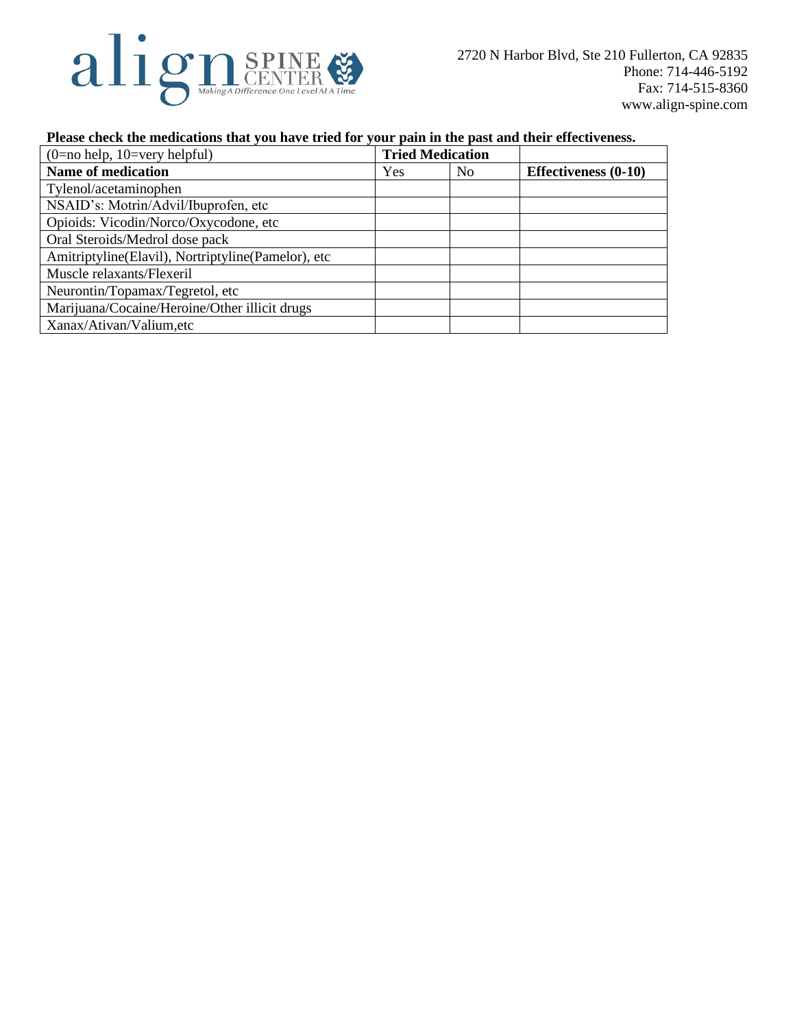align SPINE CENTER
Making A Difference One Level At A Time

2720 N Harbor Blvd, Ste 210 Fullerton, CA 92835
Phone: 714-446-5192
Fax: 714-515-8360
www.align-spine.com

**Please check the medications that you have tried for your pain in the past and their effectiveness.**

| (0=no help, 10=very helpful) | **Tried Medication** | | |
|---|---|---|---|
| **Name of medication** | Yes | No | **Effectiveness (0-10)** |
| Tylenol/acetaminophen | | | |
| NSAID's: Motrin/Advil/Ibuprofen, etc | | | |
| Opioids: Vicodin/Norco/Oxycodone, etc | | | |
| Oral Steroids/Medrol dose pack | | | |
| Amitriptyline(Elavil), Nortriptyline(Pamelor), etc | | | |
| Muscle relaxants/Flexeril | | | |
| Neurontin/Topamax/Tegretol, etc | | | |
| Marijuana/Cocaine/Heroine/Other illicit drugs | | | |
| Xanax/Ativan/Valium,etc | | | |